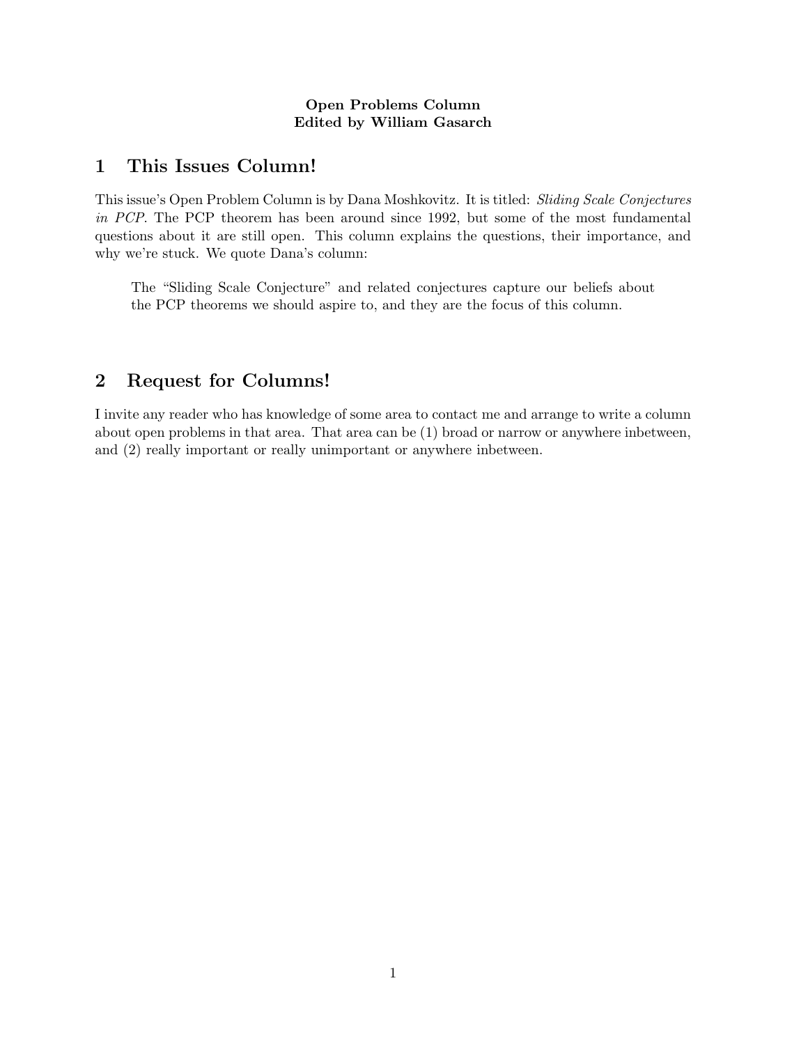**Open Problems Column**
**Edited by William Gasarch**

# 1 This Issues Column!

This issue's Open Problem Column is by Dana Moshkovitz. It is titled: *Sliding Scale Conjectures in PCP*. The PCP theorem has been around since 1992, but some of the most fundamental questions about it are still open. This column explains the questions, their importance, and why we're stuck. We quote Dana's column:

> The "Sliding Scale Conjecture" and related conjectures capture our beliefs about the PCP theorems we should aspire to, and they are the focus of this column.

# 2 Request for Columns!

I invite any reader who has knowledge of some area to contact me and arrange to write a column about open problems in that area. That area can be (1) broad or narrow or anywhere inbetween, and (2) really important or really unimportant or anywhere inbetween.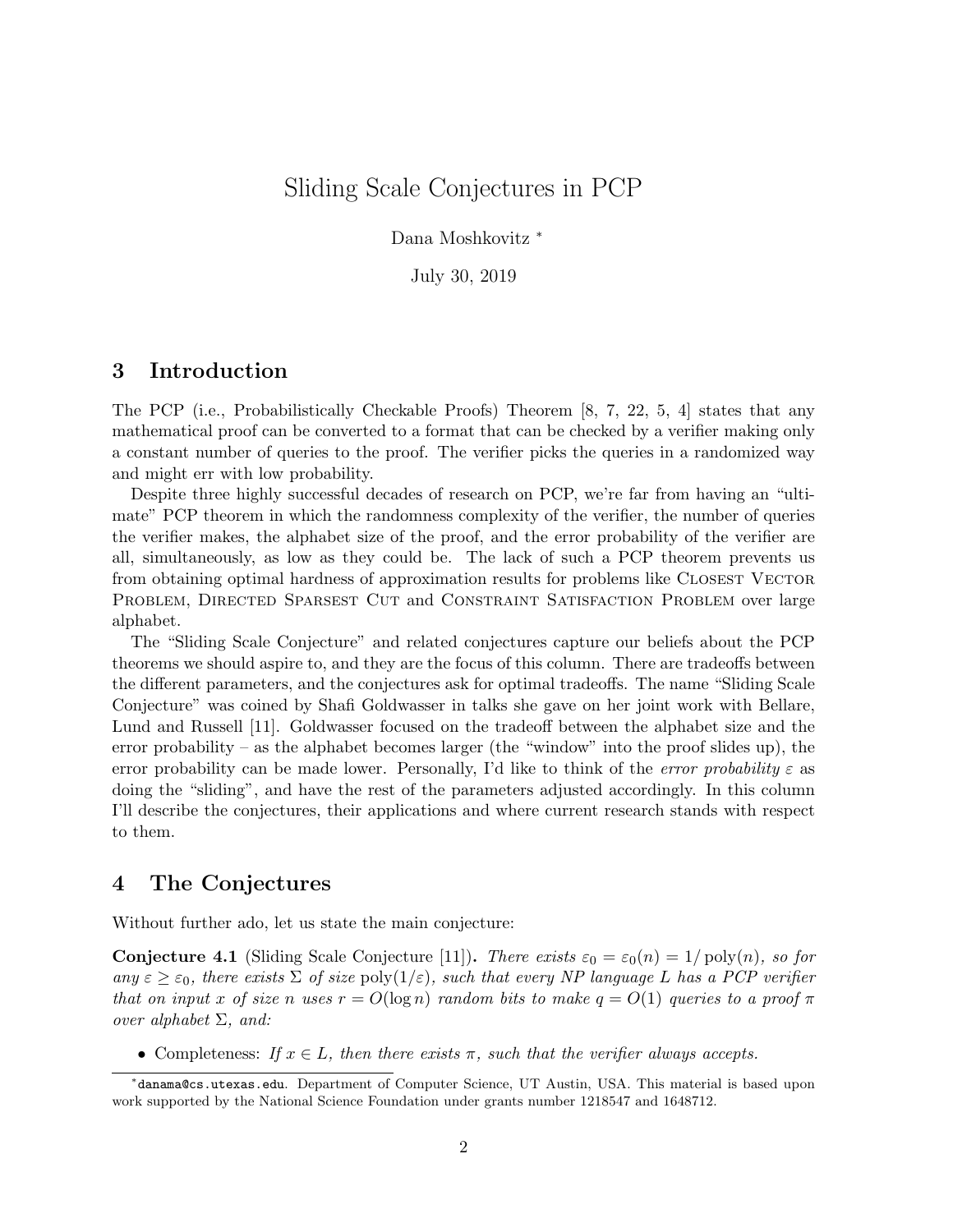# Sliding Scale Conjectures in PCP

Dana Moshkovitz *

July 30, 2019

## 3 Introduction

The PCP (i.e., Probabilistically Checkable Proofs) Theorem [8, 7, 22, 5, 4] states that any mathematical proof can be converted to a format that can be checked by a verifier making only a constant number of queries to the proof. The verifier picks the queries in a randomized way and might err with low probability.

Despite three highly successful decades of research on PCP, we're far from having an "ultimate" PCP theorem in which the randomness complexity of the verifier, the number of queries the verifier makes, the alphabet size of the proof, and the error probability of the verifier are all, simultaneously, as low as they could be. The lack of such a PCP theorem prevents us from obtaining optimal hardness of approximation results for problems like Closest Vector Problem, Directed Sparsest Cut and Constraint Satisfaction Problem over large alphabet.

The "Sliding Scale Conjecture" and related conjectures capture our beliefs about the PCP theorems we should aspire to, and they are the focus of this column. There are tradeoffs between the different parameters, and the conjectures ask for optimal tradeoffs. The name "Sliding Scale Conjecture" was coined by Shafi Goldwasser in talks she gave on her joint work with Bellare, Lund and Russell [11]. Goldwasser focused on the tradeoff between the alphabet size and the error probability – as the alphabet becomes larger (the "window" into the proof slides up), the error probability can be made lower. Personally, I'd like to think of the *error probability* $\varepsilon$ as doing the "sliding", and have the rest of the parameters adjusted accordingly. In this column I'll describe the conjectures, their applications and where current research stands with respect to them.

## 4 The Conjectures

Without further ado, let us state the main conjecture:

**Conjecture 4.1** (Sliding Scale Conjecture [11])**.** *There exists $\varepsilon_0 = \varepsilon_0(n) = 1/\operatorname{poly}(n)$, so for any $\varepsilon \geq \varepsilon_0$, there exists $\Sigma$ of size $\operatorname{poly}(1/\varepsilon)$, such that every NP language $L$ has a PCP verifier that on input $x$ of size $n$ uses $r = O(\log n)$ random bits to make $q = O(1)$ queries to a proof $\pi$ over alphabet $\Sigma$, and:*

- Completeness: *If $x \in L$, then there exists $\pi$, such that the verifier always accepts.*

*danama@cs.utexas.edu. Department of Computer Science, UT Austin, USA. This material is based upon work supported by the National Science Foundation under grants number 1218547 and 1648712.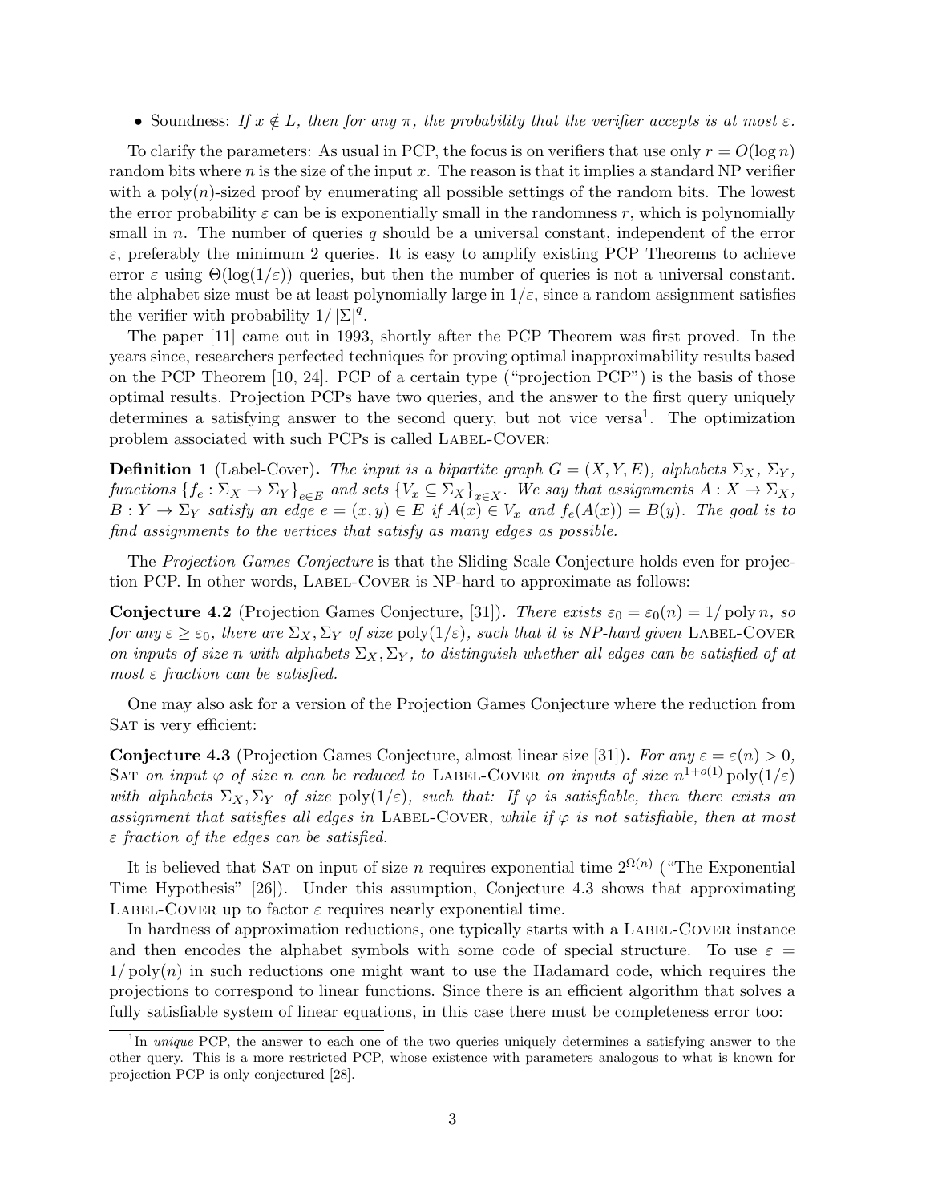- Soundness: *If $x \notin L$, then for any $\pi$, the probability that the verifier accepts is at most $\varepsilon$.*

To clarify the parameters: As usual in PCP, the focus is on verifiers that use only $r = O(\log n)$ random bits where $n$ is the size of the input $x$. The reason is that it implies a standard NP verifier with a $\text{poly}(n)$-sized proof by enumerating all possible settings of the random bits. The lowest the error probability $\varepsilon$ can be is exponentially small in the randomness $r$, which is polynomially small in $n$. The number of queries $q$ should be a universal constant, independent of the error $\varepsilon$, preferably the minimum 2 queries. It is easy to amplify existing PCP Theorems to achieve error $\varepsilon$ using $\Theta(\log(1/\varepsilon))$ queries, but then the number of queries is not a universal constant. the alphabet size must be at least polynomially large in $1/\varepsilon$, since a random assignment satisfies the verifier with probability $1/|\Sigma|^q$.

The paper [11] came out in 1993, shortly after the PCP Theorem was first proved. In the years since, researchers perfected techniques for proving optimal inapproximability results based on the PCP Theorem [10, 24]. PCP of a certain type ("projection PCP") is the basis of those optimal results. Projection PCPs have two queries, and the answer to the first query uniquely determines a satisfying answer to the second query, but not vice versa[1]. The optimization problem associated with such PCPs is called Label-Cover:

**Definition 1** (Label-Cover)**.** *The input is a bipartite graph $G = (X, Y, E)$, alphabets $\Sigma_X$, $\Sigma_Y$, functions $\{f_e : \Sigma_X \to \Sigma_Y\}_{e \in E}$ and sets $\{V_x \subseteq \Sigma_X\}_{x \in X}$. We say that assignments $A : X \to \Sigma_X$, $B : Y \to \Sigma_Y$ satisfy an edge $e = (x, y) \in E$ if $A(x) \in V_x$ and $f_e(A(x)) = B(y)$. The goal is to find assignments to the vertices that satisfy as many edges as possible.*

The *Projection Games Conjecture* is that the Sliding Scale Conjecture holds even for projection PCP. In other words, Label-Cover is NP-hard to approximate as follows:

**Conjecture 4.2** (Projection Games Conjecture, [31])**.** *There exists $\varepsilon_0 = \varepsilon_0(n) = 1/\text{poly}\, n$, so for any $\varepsilon \geq \varepsilon_0$, there are $\Sigma_X, \Sigma_Y$ of size $\text{poly}(1/\varepsilon)$, such that it is NP-hard given Label-Cover on inputs of size $n$ with alphabets $\Sigma_X, \Sigma_Y$, to distinguish whether all edges can be satisfied of at most $\varepsilon$ fraction can be satisfied.*

One may also ask for a version of the Projection Games Conjecture where the reduction from Sat is very efficient:

**Conjecture 4.3** (Projection Games Conjecture, almost linear size [31])**.** *For any $\varepsilon = \varepsilon(n) > 0$, Sat on input $\varphi$ of size $n$ can be reduced to Label-Cover on inputs of size $n^{1+o(1)}\text{poly}(1/\varepsilon)$ with alphabets $\Sigma_X, \Sigma_Y$ of size $\text{poly}(1/\varepsilon)$, such that: If $\varphi$ is satisfiable, then there exists an assignment that satisfies all edges in Label-Cover, while if $\varphi$ is not satisfiable, then at most $\varepsilon$ fraction of the edges can be satisfied.*

It is believed that Sat on input of size $n$ requires exponential time $2^{\Omega(n)}$ ("The Exponential Time Hypothesis" [26]). Under this assumption, Conjecture 4.3 shows that approximating Label-Cover up to factor $\varepsilon$ requires nearly exponential time.

In hardness of approximation reductions, one typically starts with a Label-Cover instance and then encodes the alphabet symbols with some code of special structure. To use $\varepsilon = 1/\text{poly}(n)$ in such reductions one might want to use the Hadamard code, which requires the projections to correspond to linear functions. Since there is an efficient algorithm that solves a fully satisfiable system of linear equations, in this case there must be completeness error too:

[1] In *unique* PCP, the answer to each one of the two queries uniquely determines a satisfying answer to the other query. This is a more restricted PCP, whose existence with parameters analogous to what is known for projection PCP is only conjectured [28].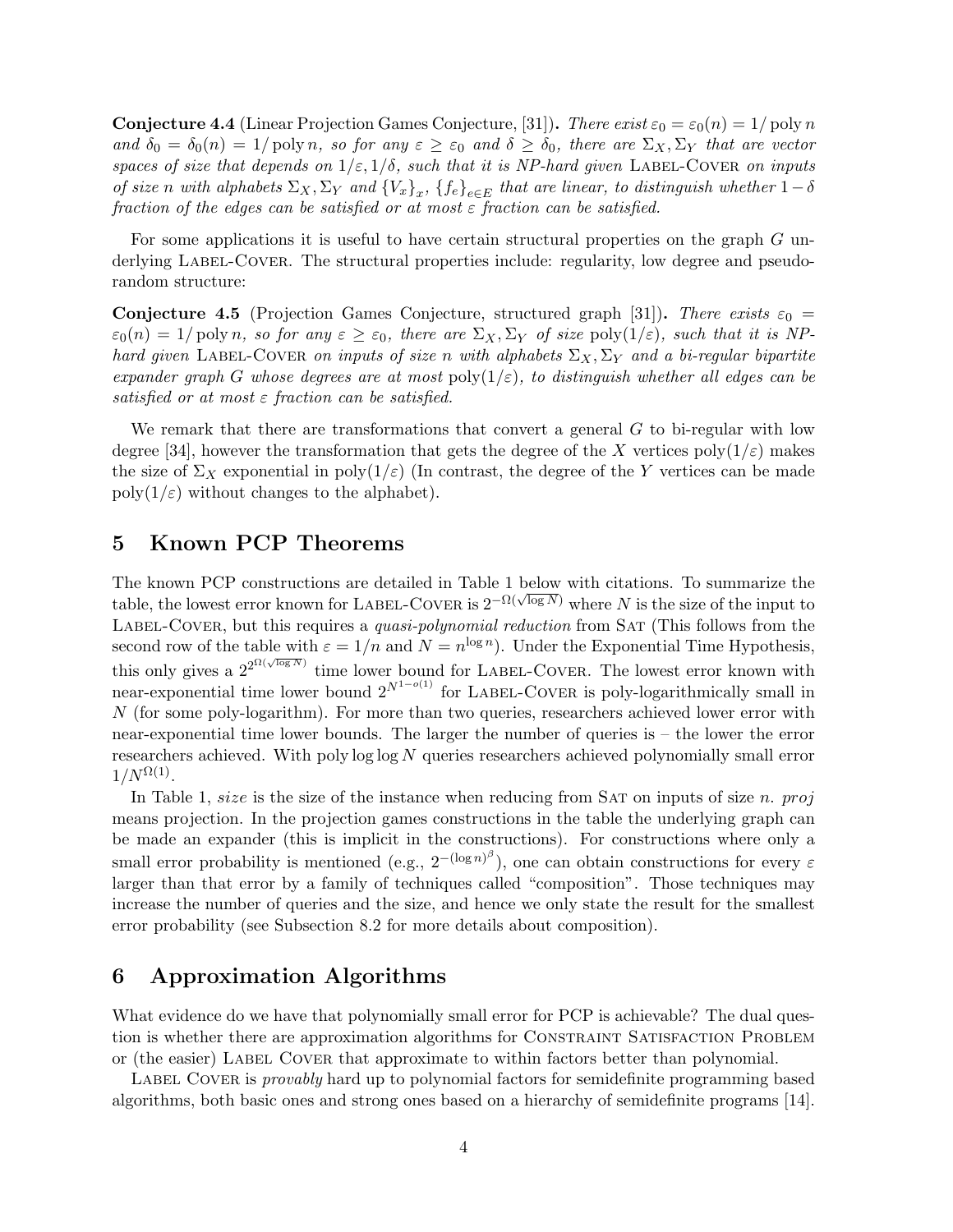**Conjecture 4.4** (Linear Projection Games Conjecture, [31])**.** *There exist $\varepsilon_0 = \varepsilon_0(n) = 1/\operatorname{poly} n$ and $\delta_0 = \delta_0(n) = 1/\operatorname{poly} n$, so for any $\varepsilon \geq \varepsilon_0$ and $\delta \geq \delta_0$, there are $\Sigma_X, \Sigma_Y$ that are vector spaces of size that depends on $1/\varepsilon, 1/\delta$, such that it is NP-hard given* Label-Cover *on inputs of size $n$ with alphabets $\Sigma_X, \Sigma_Y$ and $\{V_x\}_x$, $\{f_e\}_{e\in E}$ that are linear, to distinguish whether $1-\delta$ fraction of the edges can be satisfied or at most $\varepsilon$ fraction can be satisfied.*

For some applications it is useful to have certain structural properties on the graph $G$ underlying Label-Cover. The structural properties include: regularity, low degree and pseudorandom structure:

**Conjecture 4.5** (Projection Games Conjecture, structured graph [31])**.** *There exists $\varepsilon_0 = \varepsilon_0(n) = 1/\operatorname{poly} n$, so for any $\varepsilon \geq \varepsilon_0$, there are $\Sigma_X, \Sigma_Y$ of size $\operatorname{poly}(1/\varepsilon)$, such that it is NP-hard given* Label-Cover *on inputs of size $n$ with alphabets $\Sigma_X, \Sigma_Y$ and a bi-regular bipartite expander graph $G$ whose degrees are at most $\operatorname{poly}(1/\varepsilon)$, to distinguish whether all edges can be satisfied or at most $\varepsilon$ fraction can be satisfied.*

We remark that there are transformations that convert a general $G$ to bi-regular with low degree [34], however the transformation that gets the degree of the $X$ vertices $\operatorname{poly}(1/\varepsilon)$ makes the size of $\Sigma_X$ exponential in $\operatorname{poly}(1/\varepsilon)$ (In contrast, the degree of the $Y$ vertices can be made $\operatorname{poly}(1/\varepsilon)$ without changes to the alphabet).

## 5 Known PCP Theorems

The known PCP constructions are detailed in Table 1 below with citations. To summarize the table, the lowest error known for Label-Cover is $2^{-\Omega(\sqrt{\log N})}$ where $N$ is the size of the input to Label-Cover, but this requires a *quasi-polynomial reduction* from Sat (This follows from the second row of the table with $\varepsilon = 1/n$ and $N = n^{\log n}$). Under the Exponential Time Hypothesis, this only gives a $2^{2^{\Omega(\sqrt{\log N})}}$ time lower bound for Label-Cover. The lowest error known with near-exponential time lower bound $2^{N^{1-o(1)}}$ for Label-Cover is poly-logarithmically small in $N$ (for some poly-logarithm). For more than two queries, researchers achieved lower error with near-exponential time lower bounds. The larger the number of queries is – the lower the error researchers achieved. With $\operatorname{poly}\log\log N$ queries researchers achieved polynomially small error $1/N^{\Omega(1)}$.

In Table 1, *size* is the size of the instance when reducing from Sat on inputs of size $n$. *proj* means projection. In the projection games constructions in the table the underlying graph can be made an expander (this is implicit in the constructions). For constructions where only a small error probability is mentioned (e.g., $2^{-(\log n)^{\beta}}$), one can obtain constructions for every $\varepsilon$ larger than that error by a family of techniques called "composition". Those techniques may increase the number of queries and the size, and hence we only state the result for the smallest error probability (see Subsection 8.2 for more details about composition).

## 6 Approximation Algorithms

What evidence do we have that polynomially small error for PCP is achievable? The dual question is whether there are approximation algorithms for Constraint Satisfaction Problem or (the easier) Label Cover that approximate to within factors better than polynomial.

Label Cover is *provably* hard up to polynomial factors for semidefinite programming based algorithms, both basic ones and strong ones based on a hierarchy of semidefinite programs [14].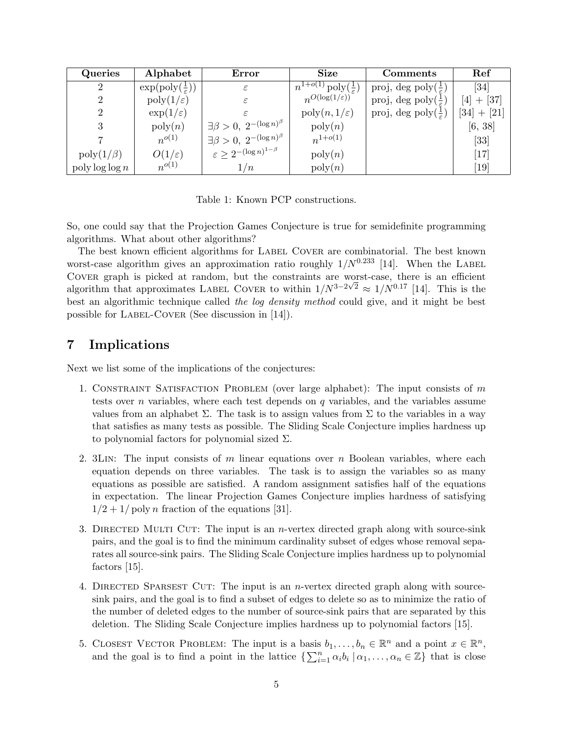| Queries | Alphabet | Error | Size | Comments | Ref |
|---|---|---|---|---|---|
| 2 | $\exp(\mathrm{poly}(\frac{1}{\varepsilon}))$ | $\varepsilon$ | $n^{1+o(1)}\,\mathrm{poly}(\frac{1}{\varepsilon})$ | proj, deg $\mathrm{poly}(\frac{1}{\varepsilon})$ | [34] |
| 2 | $\mathrm{poly}(1/\varepsilon)$ | $\varepsilon$ | $n^{O(\log(1/\varepsilon))}$ | proj, deg $\mathrm{poly}(\frac{1}{\varepsilon})$ | [4] + [37] |
| 2 | $\exp(1/\varepsilon)$ | $\varepsilon$ | $\mathrm{poly}(n, 1/\varepsilon)$ | proj, deg $\mathrm{poly}(\frac{1}{\varepsilon})$ | [34] + [21] |
| 3 | $\mathrm{poly}(n)$ | $\exists \beta > 0,\ 2^{-(\log n)^{\beta}}$ | $\mathrm{poly}(n)$ | | [6, 38] |
| 7 | $n^{o(1)}$ | $\exists \beta > 0,\ 2^{-(\log n)^{\beta}}$ | $n^{1+o(1)}$ | | [33] |
| $\mathrm{poly}(1/\beta)$ | $O(1/\varepsilon)$ | $\varepsilon \geq 2^{-(\log n)^{1-\beta}}$ | $\mathrm{poly}(n)$ | | [17] |
| $\mathrm{poly}\log\log n$ | $n^{o(1)}$ | $1/n$ | $\mathrm{poly}(n)$ | | [19] |

Table 1: Known PCP constructions.

So, one could say that the Projection Games Conjecture is true for semidefinite programming algorithms. What about other algorithms?

The best known efficient algorithms for Label Cover are combinatorial. The best known worst-case algorithm gives an approximation ratio roughly $1/N^{0.233}$ [14]. When the Label Cover graph is picked at random, but the constraints are worst-case, there is an efficient algorithm that approximates Label Cover to within $1/N^{3-2\sqrt{2}} \approx 1/N^{0.17}$ [14]. This is the best an algorithmic technique called *the log density method* could give, and it might be best possible for Label-Cover (See discussion in [14]).

## 7 Implications

Next we list some of the implications of the conjectures:

1. Constraint Satisfaction Problem (over large alphabet): The input consists of $m$ tests over $n$ variables, where each test depends on $q$ variables, and the variables assume values from an alphabet $\Sigma$. The task is to assign values from $\Sigma$ to the variables in a way that satisfies as many tests as possible. The Sliding Scale Conjecture implies hardness up to polynomial factors for polynomial sized $\Sigma$.

2. 3Lin: The input consists of $m$ linear equations over $n$ Boolean variables, where each equation depends on three variables. The task is to assign the variables so as many equations as possible are satisfied. A random assignment satisfies half of the equations in expectation. The linear Projection Games Conjecture implies hardness of satisfying $1/2 + 1/\mathrm{poly}\, n$ fraction of the equations [31].

3. Directed Multi Cut: The input is an $n$-vertex directed graph along with source-sink pairs, and the goal is to find the minimum cardinality subset of edges whose removal separates all source-sink pairs. The Sliding Scale Conjecture implies hardness up to polynomial factors [15].

4. Directed Sparsest Cut: The input is an $n$-vertex directed graph along with source-sink pairs, and the goal is to find a subset of edges to delete so as to minimize the ratio of the number of deleted edges to the number of source-sink pairs that are separated by this deletion. The Sliding Scale Conjecture implies hardness up to polynomial factors [15].

5. Closest Vector Problem: The input is a basis $b_1, \ldots, b_n \in \mathbb{R}^n$ and a point $x \in \mathbb{R}^n$, and the goal is to find a point in the lattice $\{\sum_{i=1}^{n} \alpha_i b_i \mid \alpha_1, \ldots, \alpha_n \in \mathbb{Z}\}$ that is close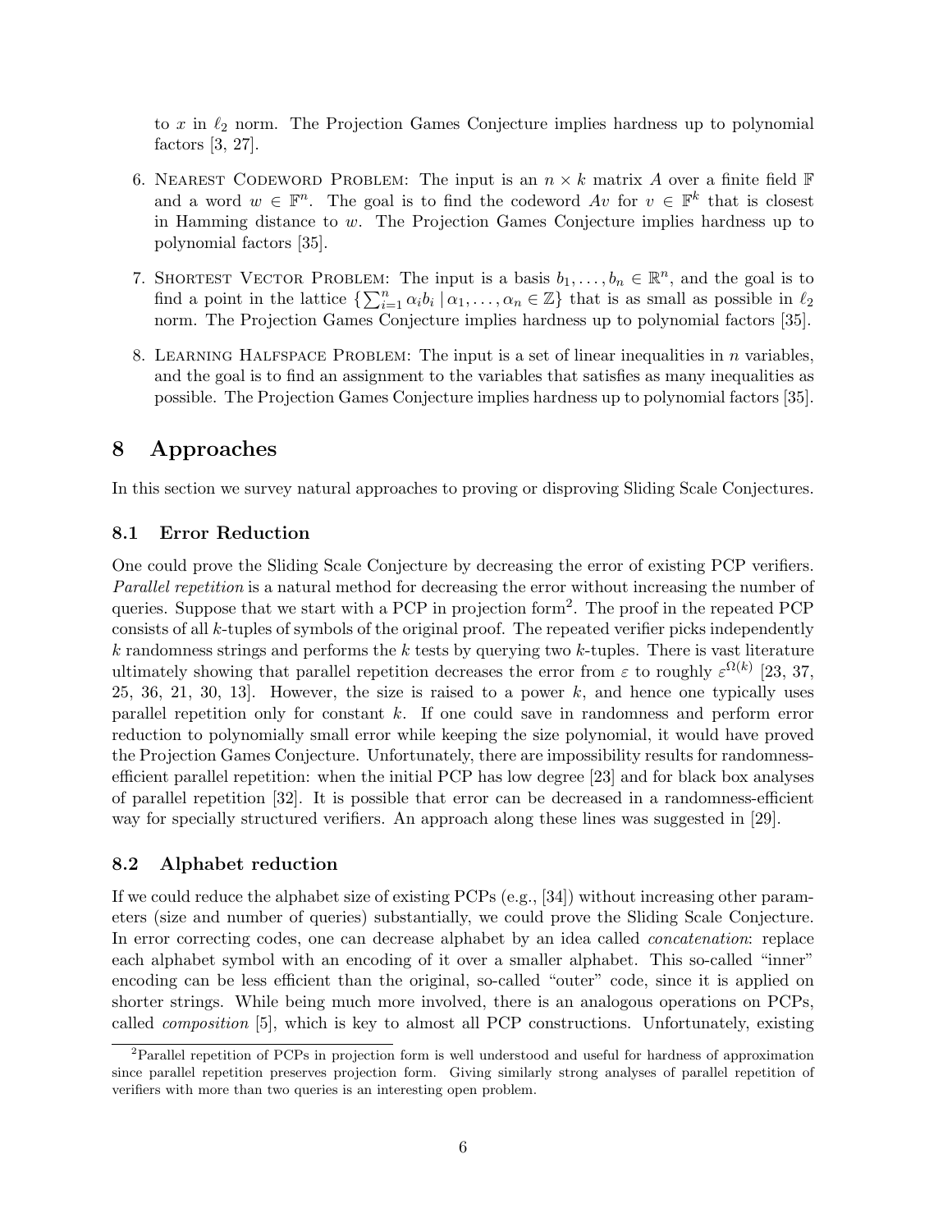to $x$ in $\ell_2$ norm. The Projection Games Conjecture implies hardness up to polynomial factors [3, 27].

6. Nearest Codeword Problem: The input is an $n \times k$ matrix $A$ over a finite field $\mathbb{F}$ and a word $w \in \mathbb{F}^n$. The goal is to find the codeword $Av$ for $v \in \mathbb{F}^k$ that is closest in Hamming distance to $w$. The Projection Games Conjecture implies hardness up to polynomial factors [35].

7. Shortest Vector Problem: The input is a basis $b_1, \ldots, b_n \in \mathbb{R}^n$, and the goal is to find a point in the lattice $\{\sum_{i=1}^n \alpha_i b_i \mid \alpha_1, \ldots, \alpha_n \in \mathbb{Z}\}$ that is as small as possible in $\ell_2$ norm. The Projection Games Conjecture implies hardness up to polynomial factors [35].

8. Learning Halfspace Problem: The input is a set of linear inequalities in $n$ variables, and the goal is to find an assignment to the variables that satisfies as many inequalities as possible. The Projection Games Conjecture implies hardness up to polynomial factors [35].

# 8 Approaches

In this section we survey natural approaches to proving or disproving Sliding Scale Conjectures.

## 8.1 Error Reduction

One could prove the Sliding Scale Conjecture by decreasing the error of existing PCP verifiers. *Parallel repetition* is a natural method for decreasing the error without increasing the number of queries. Suppose that we start with a PCP in projection form[2]. The proof in the repeated PCP consists of all $k$-tuples of symbols of the original proof. The repeated verifier picks independently $k$ randomness strings and performs the $k$ tests by querying two $k$-tuples. There is vast literature ultimately showing that parallel repetition decreases the error from $\varepsilon$ to roughly $\varepsilon^{\Omega(k)}$ [23, 37, 25, 36, 21, 30, 13]. However, the size is raised to a power $k$, and hence one typically uses parallel repetition only for constant $k$. If one could save in randomness and perform error reduction to polynomially small error while keeping the size polynomial, it would have proved the Projection Games Conjecture. Unfortunately, there are impossibility results for randomness-efficient parallel repetition: when the initial PCP has low degree [23] and for black box analyses of parallel repetition [32]. It is possible that error can be decreased in a randomness-efficient way for specially structured verifiers. An approach along these lines was suggested in [29].

## 8.2 Alphabet reduction

If we could reduce the alphabet size of existing PCPs (e.g., [34]) without increasing other parameters (size and number of queries) substantially, we could prove the Sliding Scale Conjecture. In error correcting codes, one can decrease alphabet by an idea called *concatenation*: replace each alphabet symbol with an encoding of it over a smaller alphabet. This so-called "inner" encoding can be less efficient than the original, so-called "outer" code, since it is applied on shorter strings. While being much more involved, there is an analogous operations on PCPs, called *composition* [5], which is key to almost all PCP constructions. Unfortunately, existing

[2] Parallel repetition of PCPs in projection form is well understood and useful for hardness of approximation since parallel repetition preserves projection form. Giving similarly strong analyses of parallel repetition of verifiers with more than two queries is an interesting open problem.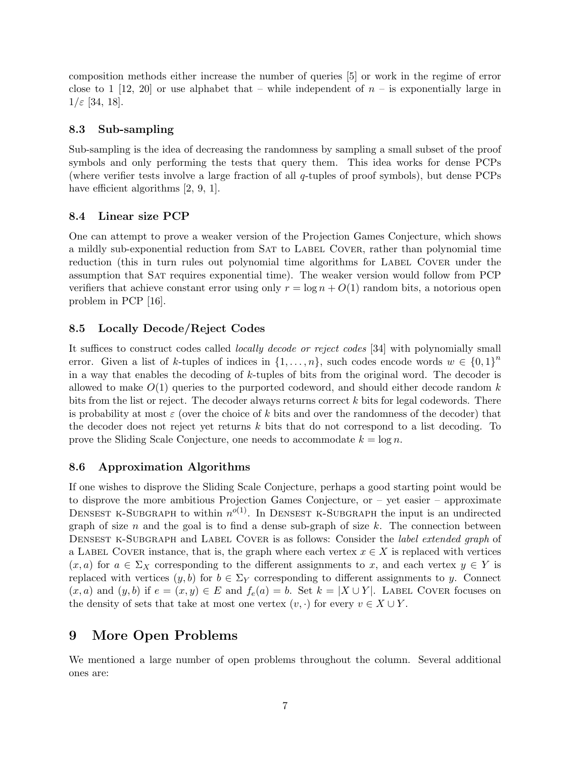composition methods either increase the number of queries [5] or work in the regime of error close to 1 [12, 20] or use alphabet that – while independent of $n$ – is exponentially large in $1/\varepsilon$ [34, 18].

### 8.3 Sub-sampling

Sub-sampling is the idea of decreasing the randomness by sampling a small subset of the proof symbols and only performing the tests that query them. This idea works for dense PCPs (where verifier tests involve a large fraction of all $q$-tuples of proof symbols), but dense PCPs have efficient algorithms [2, 9, 1].

### 8.4 Linear size PCP

One can attempt to prove a weaker version of the Projection Games Conjecture, which shows a mildly sub-exponential reduction from Sat to Label Cover, rather than polynomial time reduction (this in turn rules out polynomial time algorithms for Label Cover under the assumption that Sat requires exponential time). The weaker version would follow from PCP verifiers that achieve constant error using only $r = \log n + O(1)$ random bits, a notorious open problem in PCP [16].

### 8.5 Locally Decode/Reject Codes

It suffices to construct codes called *locally decode or reject codes* [34] with polynomially small error. Given a list of $k$-tuples of indices in $\{1, \ldots, n\}$, such codes encode words $w \in \{0,1\}^n$ in a way that enables the decoding of $k$-tuples of bits from the original word. The decoder is allowed to make $O(1)$ queries to the purported codeword, and should either decode random $k$ bits from the list or reject. The decoder always returns correct $k$ bits for legal codewords. There is probability at most $\varepsilon$ (over the choice of $k$ bits and over the randomness of the decoder) that the decoder does not reject yet returns $k$ bits that do not correspond to a list decoding. To prove the Sliding Scale Conjecture, one needs to accommodate $k = \log n$.

### 8.6 Approximation Algorithms

If one wishes to disprove the Sliding Scale Conjecture, perhaps a good starting point would be to disprove the more ambitious Projection Games Conjecture, or – yet easier – approximate Densest k-Subgraph to within $n^{o(1)}$. In Densest k-Subgraph the input is an undirected graph of size $n$ and the goal is to find a dense sub-graph of size $k$. The connection between Densest k-Subgraph and Label Cover is as follows: Consider the *label extended graph* of a Label Cover instance, that is, the graph where each vertex $x \in X$ is replaced with vertices $(x, a)$ for $a \in \Sigma_X$ corresponding to the different assignments to $x$, and each vertex $y \in Y$ is replaced with vertices $(y, b)$ for $b \in \Sigma_Y$ corresponding to different assignments to $y$. Connect $(x, a)$ and $(y, b)$ if $e = (x, y) \in E$ and $f_e(a) = b$. Set $k = |X \cup Y|$. Label Cover focuses on the density of sets that take at most one vertex $(v, \cdot)$ for every $v \in X \cup Y$.

## 9 More Open Problems

We mentioned a large number of open problems throughout the column. Several additional ones are: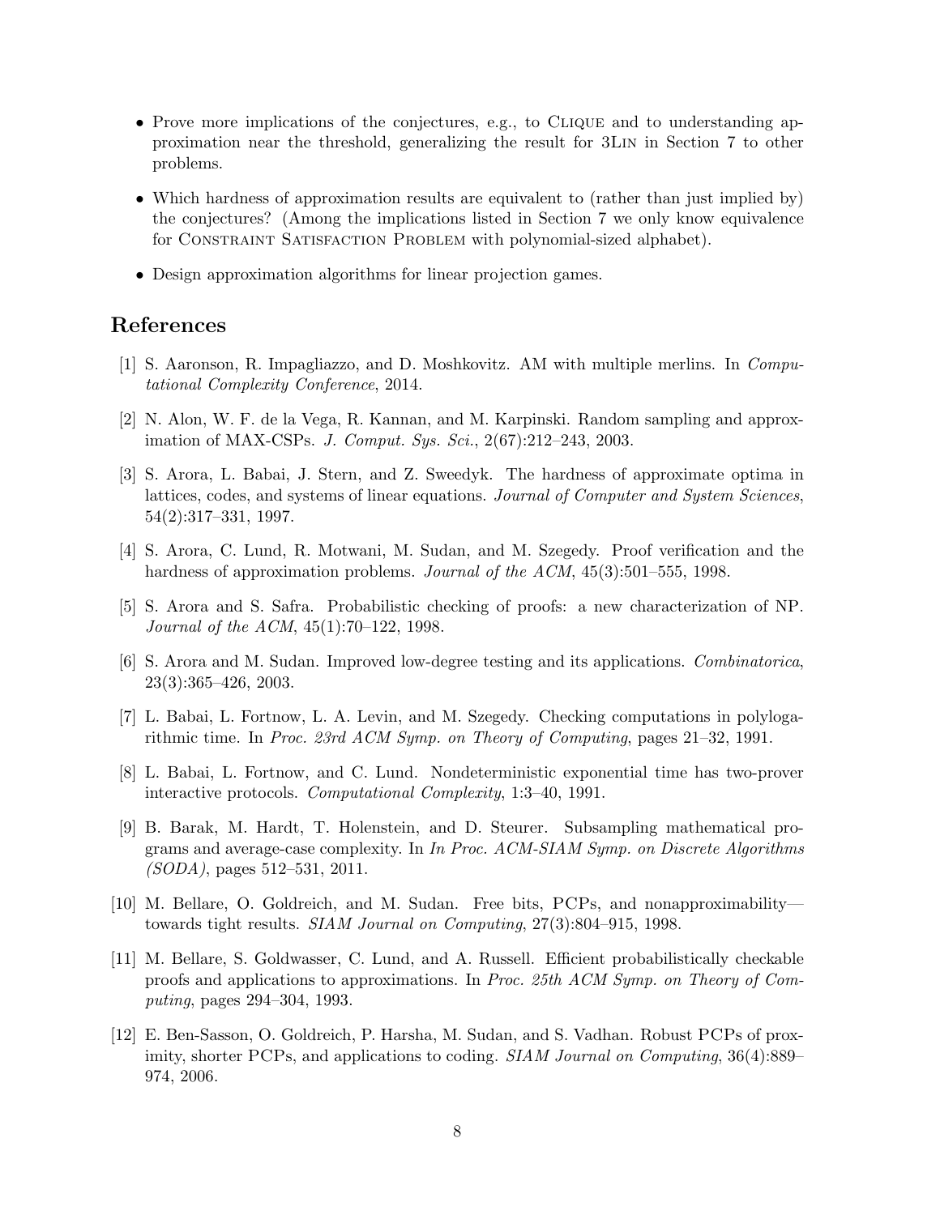- Prove more implications of the conjectures, e.g., to Clique and to understanding approximation near the threshold, generalizing the result for 3Lin in Section 7 to other problems.
- Which hardness of approximation results are equivalent to (rather than just implied by) the conjectures? (Among the implications listed in Section 7 we only know equivalence for Constraint Satisfaction Problem with polynomial-sized alphabet).
- Design approximation algorithms for linear projection games.

## References

[1] S. Aaronson, R. Impagliazzo, and D. Moshkovitz. AM with multiple merlins. In *Computational Complexity Conference*, 2014.

[2] N. Alon, W. F. de la Vega, R. Kannan, and M. Karpinski. Random sampling and approximation of MAX-CSPs. *J. Comput. Sys. Sci.*, 2(67):212–243, 2003.

[3] S. Arora, L. Babai, J. Stern, and Z. Sweedyk. The hardness of approximate optima in lattices, codes, and systems of linear equations. *Journal of Computer and System Sciences*, 54(2):317–331, 1997.

[4] S. Arora, C. Lund, R. Motwani, M. Sudan, and M. Szegedy. Proof verification and the hardness of approximation problems. *Journal of the ACM*, 45(3):501–555, 1998.

[5] S. Arora and S. Safra. Probabilistic checking of proofs: a new characterization of NP. *Journal of the ACM*, 45(1):70–122, 1998.

[6] S. Arora and M. Sudan. Improved low-degree testing and its applications. *Combinatorica*, 23(3):365–426, 2003.

[7] L. Babai, L. Fortnow, L. A. Levin, and M. Szegedy. Checking computations in polylogarithmic time. In *Proc. 23rd ACM Symp. on Theory of Computing*, pages 21–32, 1991.

[8] L. Babai, L. Fortnow, and C. Lund. Nondeterministic exponential time has two-prover interactive protocols. *Computational Complexity*, 1:3–40, 1991.

[9] B. Barak, M. Hardt, T. Holenstein, and D. Steurer. Subsampling mathematical programs and average-case complexity. In *In Proc. ACM-SIAM Symp. on Discrete Algorithms (SODA)*, pages 512–531, 2011.

[10] M. Bellare, O. Goldreich, and M. Sudan. Free bits, PCPs, and nonapproximability—towards tight results. *SIAM Journal on Computing*, 27(3):804–915, 1998.

[11] M. Bellare, S. Goldwasser, C. Lund, and A. Russell. Efficient probabilistically checkable proofs and applications to approximations. In *Proc. 25th ACM Symp. on Theory of Computing*, pages 294–304, 1993.

[12] E. Ben-Sasson, O. Goldreich, P. Harsha, M. Sudan, and S. Vadhan. Robust PCPs of proximity, shorter PCPs, and applications to coding. *SIAM Journal on Computing*, 36(4):889–974, 2006.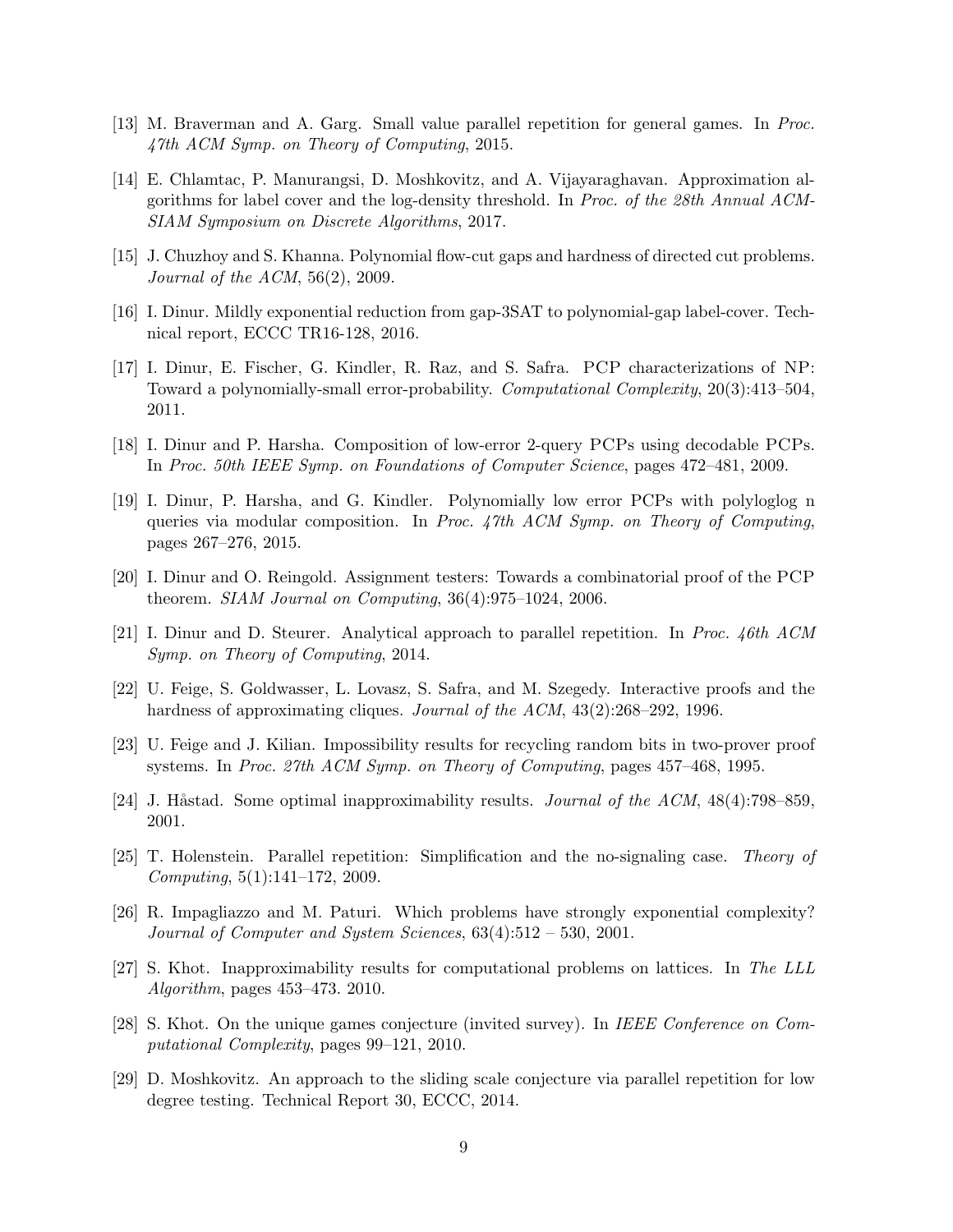[13] M. Braverman and A. Garg. Small value parallel repetition for general games. In *Proc. 47th ACM Symp. on Theory of Computing*, 2015.

[14] E. Chlamtac, P. Manurangsi, D. Moshkovitz, and A. Vijayaraghavan. Approximation algorithms for label cover and the log-density threshold. In *Proc. of the 28th Annual ACM-SIAM Symposium on Discrete Algorithms*, 2017.

[15] J. Chuzhoy and S. Khanna. Polynomial flow-cut gaps and hardness of directed cut problems. *Journal of the ACM*, 56(2), 2009.

[16] I. Dinur. Mildly exponential reduction from gap-3SAT to polynomial-gap label-cover. Technical report, ECCC TR16-128, 2016.

[17] I. Dinur, E. Fischer, G. Kindler, R. Raz, and S. Safra. PCP characterizations of NP: Toward a polynomially-small error-probability. *Computational Complexity*, 20(3):413–504, 2011.

[18] I. Dinur and P. Harsha. Composition of low-error 2-query PCPs using decodable PCPs. In *Proc. 50th IEEE Symp. on Foundations of Computer Science*, pages 472–481, 2009.

[19] I. Dinur, P. Harsha, and G. Kindler. Polynomially low error PCPs with polyloglog n queries via modular composition. In *Proc. 47th ACM Symp. on Theory of Computing*, pages 267–276, 2015.

[20] I. Dinur and O. Reingold. Assignment testers: Towards a combinatorial proof of the PCP theorem. *SIAM Journal on Computing*, 36(4):975–1024, 2006.

[21] I. Dinur and D. Steurer. Analytical approach to parallel repetition. In *Proc. 46th ACM Symp. on Theory of Computing*, 2014.

[22] U. Feige, S. Goldwasser, L. Lovasz, S. Safra, and M. Szegedy. Interactive proofs and the hardness of approximating cliques. *Journal of the ACM*, 43(2):268–292, 1996.

[23] U. Feige and J. Kilian. Impossibility results for recycling random bits in two-prover proof systems. In *Proc. 27th ACM Symp. on Theory of Computing*, pages 457–468, 1995.

[24] J. Håstad. Some optimal inapproximability results. *Journal of the ACM*, 48(4):798–859, 2001.

[25] T. Holenstein. Parallel repetition: Simplification and the no-signaling case. *Theory of Computing*, 5(1):141–172, 2009.

[26] R. Impagliazzo and M. Paturi. Which problems have strongly exponential complexity? *Journal of Computer and System Sciences*, 63(4):512 – 530, 2001.

[27] S. Khot. Inapproximability results for computational problems on lattices. In *The LLL Algorithm*, pages 453–473. 2010.

[28] S. Khot. On the unique games conjecture (invited survey). In *IEEE Conference on Computational Complexity*, pages 99–121, 2010.

[29] D. Moshkovitz. An approach to the sliding scale conjecture via parallel repetition for low degree testing. Technical Report 30, ECCC, 2014.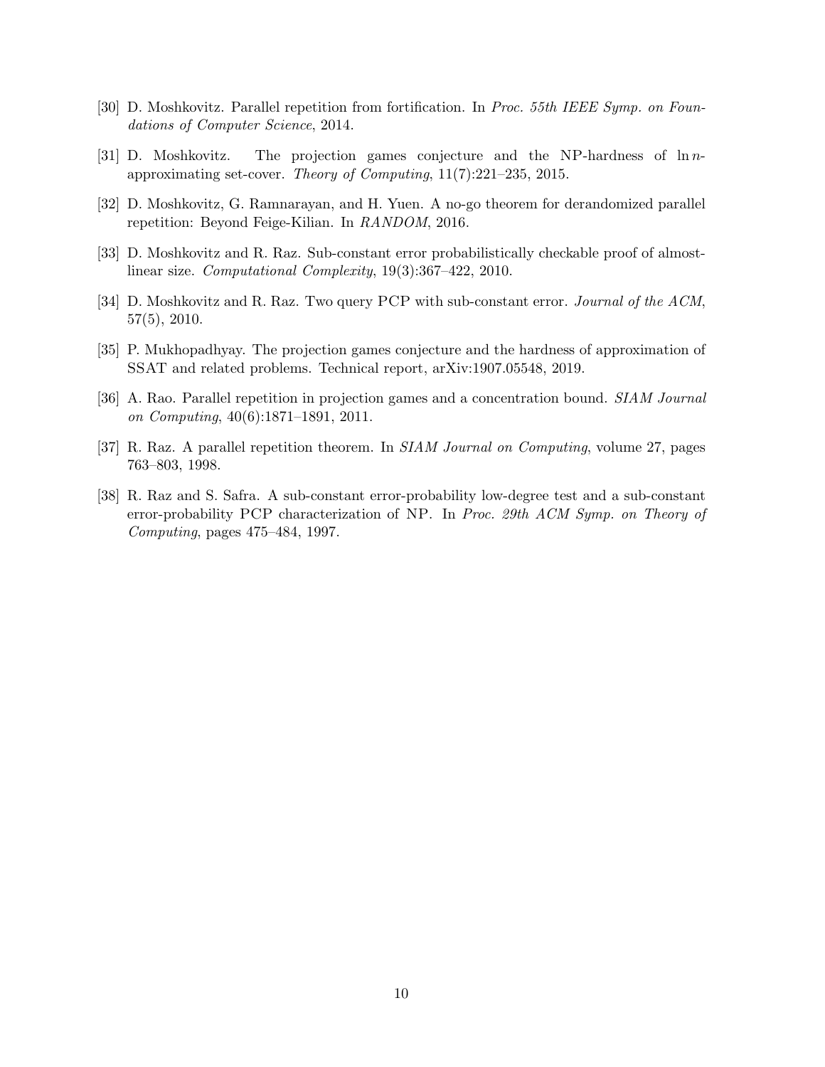[30] D. Moshkovitz. Parallel repetition from fortification. In *Proc. 55th IEEE Symp. on Foundations of Computer Science*, 2014.

[31] D. Moshkovitz. The projection games conjecture and the NP-hardness of $\ln n$-approximating set-cover. *Theory of Computing*, 11(7):221–235, 2015.

[32] D. Moshkovitz, G. Ramnarayan, and H. Yuen. A no-go theorem for derandomized parallel repetition: Beyond Feige-Kilian. In *RANDOM*, 2016.

[33] D. Moshkovitz and R. Raz. Sub-constant error probabilistically checkable proof of almost-linear size. *Computational Complexity*, 19(3):367–422, 2010.

[34] D. Moshkovitz and R. Raz. Two query PCP with sub-constant error. *Journal of the ACM*, 57(5), 2010.

[35] P. Mukhopadhyay. The projection games conjecture and the hardness of approximation of SSAT and related problems. Technical report, arXiv:1907.05548, 2019.

[36] A. Rao. Parallel repetition in projection games and a concentration bound. *SIAM Journal on Computing*, 40(6):1871–1891, 2011.

[37] R. Raz. A parallel repetition theorem. In *SIAM Journal on Computing*, volume 27, pages 763–803, 1998.

[38] R. Raz and S. Safra. A sub-constant error-probability low-degree test and a sub-constant error-probability PCP characterization of NP. In *Proc. 29th ACM Symp. on Theory of Computing*, pages 475–484, 1997.